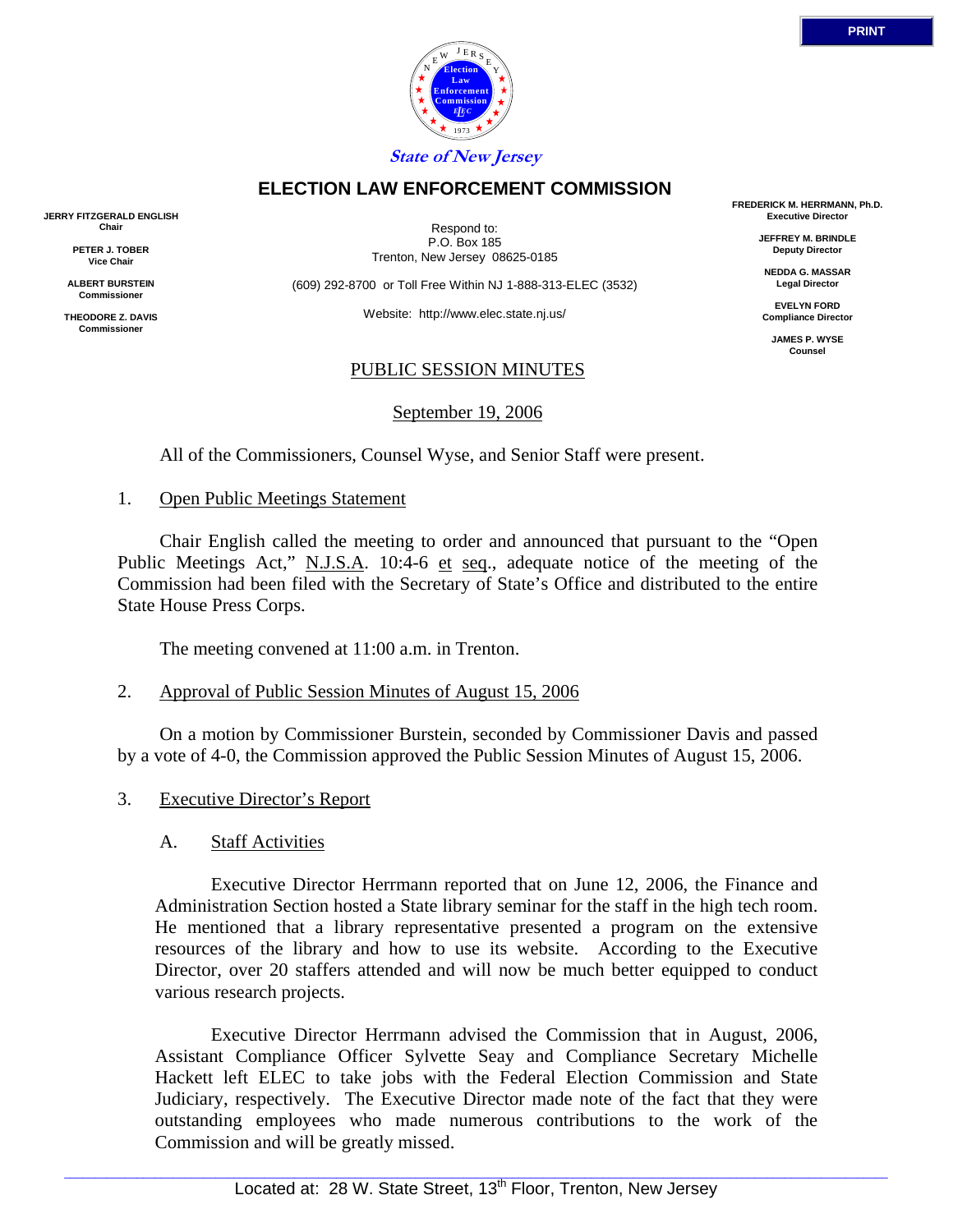State of New Jersey

# ELECTION LAW ENFORCEMENT COMMISSION

**JERRY FITZGERALD ENGLISH**
**Chair**

**PETER J. TOBER**
**Vice Chair**

**ALBERT BURSTEIN**
**Commissioner**

**THEODORE Z. DAVIS**
**Commissioner**

Respond to:
P.O. Box 185
Trenton, New Jersey 08625-0185

(609) 292-8700 or Toll Free Within NJ 1-888-313-ELEC (3532)

Website: http://www.elec.state.nj.us/

**FREDERICK M. HERRMANN, Ph.D.**
**Executive Director**

**JEFFREY M. BRINDLE**
**Deputy Director**

**NEDDA G. MASSAR**
**Legal Director**

**EVELYN FORD**
**Compliance Director**

**JAMES P. WYSE**
**Counsel**

## PUBLIC SESSION MINUTES

September 19, 2006

All of the Commissioners, Counsel Wyse, and Senior Staff were present.

1. Open Public Meetings Statement

Chair English called the meeting to order and announced that pursuant to the "Open Public Meetings Act," N.J.S.A. 10:4-6 et seq., adequate notice of the meeting of the Commission had been filed with the Secretary of State's Office and distributed to the entire State House Press Corps.

The meeting convened at 11:00 a.m. in Trenton.

2. Approval of Public Session Minutes of August 15, 2006

On a motion by Commissioner Burstein, seconded by Commissioner Davis and passed by a vote of 4-0, the Commission approved the Public Session Minutes of August 15, 2006.

3. Executive Director's Report

A. Staff Activities

Executive Director Herrmann reported that on June 12, 2006, the Finance and Administration Section hosted a State library seminar for the staff in the high tech room. He mentioned that a library representative presented a program on the extensive resources of the library and how to use its website. According to the Executive Director, over 20 staffers attended and will now be much better equipped to conduct various research projects.

Executive Director Herrmann advised the Commission that in August, 2006, Assistant Compliance Officer Sylvette Seay and Compliance Secretary Michelle Hackett left ELEC to take jobs with the Federal Election Commission and State Judiciary, respectively. The Executive Director made note of the fact that they were outstanding employees who made numerous contributions to the work of the Commission and will be greatly missed.

Located at: 28 W. State Street, 13th Floor, Trenton, New Jersey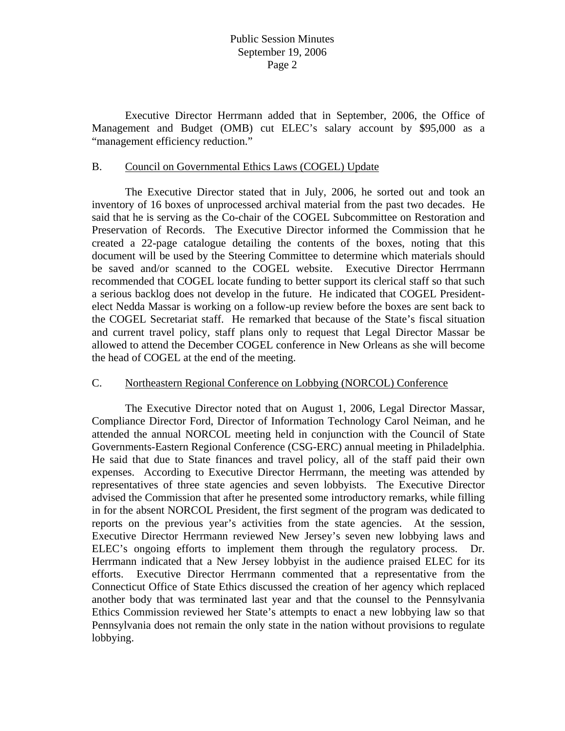Executive Director Herrmann added that in September, 2006, the Office of Management and Budget (OMB) cut ELEC's salary account by $95,000 as a "management efficiency reduction."

B. Council on Governmental Ethics Laws (COGEL) Update

The Executive Director stated that in July, 2006, he sorted out and took an inventory of 16 boxes of unprocessed archival material from the past two decades. He said that he is serving as the Co-chair of the COGEL Subcommittee on Restoration and Preservation of Records. The Executive Director informed the Commission that he created a 22-page catalogue detailing the contents of the boxes, noting that this document will be used by the Steering Committee to determine which materials should be saved and/or scanned to the COGEL website. Executive Director Herrmann recommended that COGEL locate funding to better support its clerical staff so that such a serious backlog does not develop in the future. He indicated that COGEL President-elect Nedda Massar is working on a follow-up review before the boxes are sent back to the COGEL Secretariat staff. He remarked that because of the State's fiscal situation and current travel policy, staff plans only to request that Legal Director Massar be allowed to attend the December COGEL conference in New Orleans as she will become the head of COGEL at the end of the meeting.

C. Northeastern Regional Conference on Lobbying (NORCOL) Conference

The Executive Director noted that on August 1, 2006, Legal Director Massar, Compliance Director Ford, Director of Information Technology Carol Neiman, and he attended the annual NORCOL meeting held in conjunction with the Council of State Governments-Eastern Regional Conference (CSG-ERC) annual meeting in Philadelphia. He said that due to State finances and travel policy, all of the staff paid their own expenses. According to Executive Director Herrmann, the meeting was attended by representatives of three state agencies and seven lobbyists. The Executive Director advised the Commission that after he presented some introductory remarks, while filling in for the absent NORCOL President, the first segment of the program was dedicated to reports on the previous year's activities from the state agencies. At the session, Executive Director Herrmann reviewed New Jersey's seven new lobbying laws and ELEC's ongoing efforts to implement them through the regulatory process. Dr. Herrmann indicated that a New Jersey lobbyist in the audience praised ELEC for its efforts. Executive Director Herrmann commented that a representative from the Connecticut Office of State Ethics discussed the creation of her agency which replaced another body that was terminated last year and that the counsel to the Pennsylvania Ethics Commission reviewed her State's attempts to enact a new lobbying law so that Pennsylvania does not remain the only state in the nation without provisions to regulate lobbying.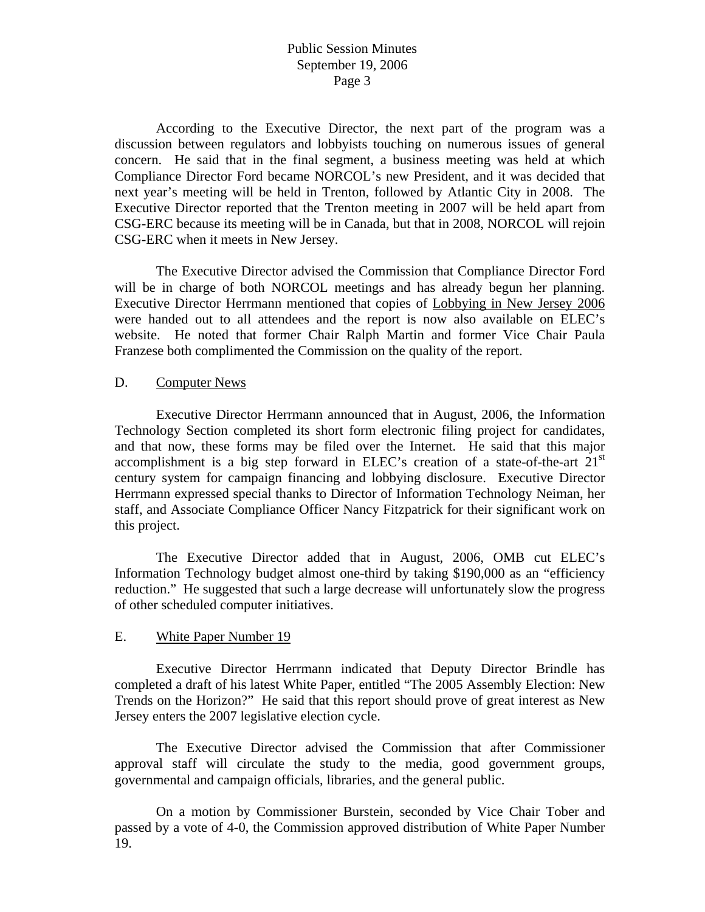According to the Executive Director, the next part of the program was a discussion between regulators and lobbyists touching on numerous issues of general concern. He said that in the final segment, a business meeting was held at which Compliance Director Ford became NORCOL's new President, and it was decided that next year's meeting will be held in Trenton, followed by Atlantic City in 2008. The Executive Director reported that the Trenton meeting in 2007 will be held apart from CSG-ERC because its meeting will be in Canada, but that in 2008, NORCOL will rejoin CSG-ERC when it meets in New Jersey.

The Executive Director advised the Commission that Compliance Director Ford will be in charge of both NORCOL meetings and has already begun her planning. Executive Director Herrmann mentioned that copies of Lobbying in New Jersey 2006 were handed out to all attendees and the report is now also available on ELEC's website. He noted that former Chair Ralph Martin and former Vice Chair Paula Franzese both complimented the Commission on the quality of the report.

D. Computer News

Executive Director Herrmann announced that in August, 2006, the Information Technology Section completed its short form electronic filing project for candidates, and that now, these forms may be filed over the Internet. He said that this major accomplishment is a big step forward in ELEC's creation of a state-of-the-art 21st century system for campaign financing and lobbying disclosure. Executive Director Herrmann expressed special thanks to Director of Information Technology Neiman, her staff, and Associate Compliance Officer Nancy Fitzpatrick for their significant work on this project.

The Executive Director added that in August, 2006, OMB cut ELEC's Information Technology budget almost one-third by taking $190,000 as an "efficiency reduction." He suggested that such a large decrease will unfortunately slow the progress of other scheduled computer initiatives.

E. White Paper Number 19

Executive Director Herrmann indicated that Deputy Director Brindle has completed a draft of his latest White Paper, entitled "The 2005 Assembly Election: New Trends on the Horizon?" He said that this report should prove of great interest as New Jersey enters the 2007 legislative election cycle.

The Executive Director advised the Commission that after Commissioner approval staff will circulate the study to the media, good government groups, governmental and campaign officials, libraries, and the general public.

On a motion by Commissioner Burstein, seconded by Vice Chair Tober and passed by a vote of 4-0, the Commission approved distribution of White Paper Number 19.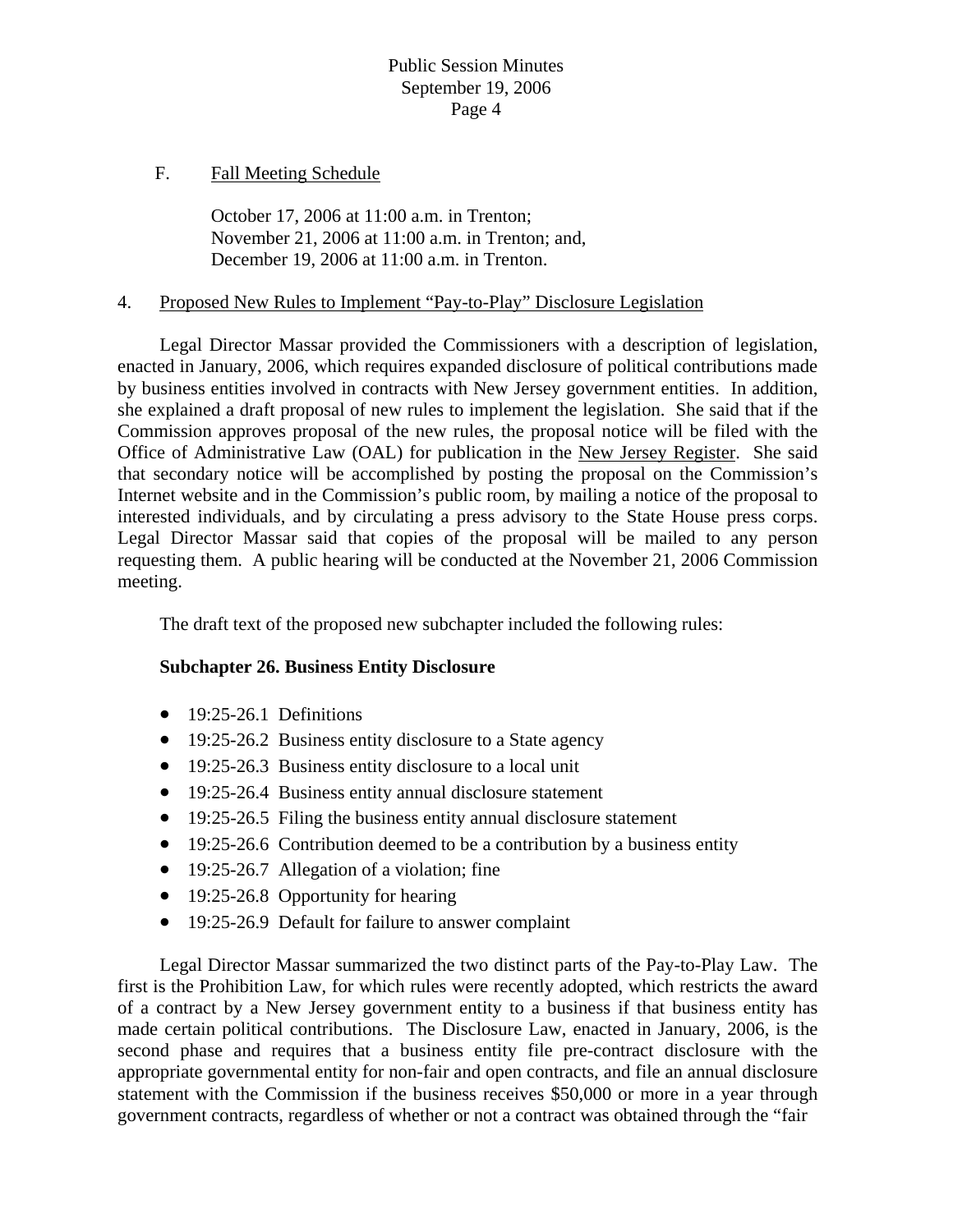F. Fall Meeting Schedule

October 17, 2006 at 11:00 a.m. in Trenton;
November 21, 2006 at 11:00 a.m. in Trenton; and,
December 19, 2006 at 11:00 a.m. in Trenton.

4. Proposed New Rules to Implement "Pay-to-Play" Disclosure Legislation

Legal Director Massar provided the Commissioners with a description of legislation, enacted in January, 2006, which requires expanded disclosure of political contributions made by business entities involved in contracts with New Jersey government entities. In addition, she explained a draft proposal of new rules to implement the legislation. She said that if the Commission approves proposal of the new rules, the proposal notice will be filed with the Office of Administrative Law (OAL) for publication in the New Jersey Register. She said that secondary notice will be accomplished by posting the proposal on the Commission's Internet website and in the Commission's public room, by mailing a notice of the proposal to interested individuals, and by circulating a press advisory to the State House press corps. Legal Director Massar said that copies of the proposal will be mailed to any person requesting them. A public hearing will be conducted at the November 21, 2006 Commission meeting.

The draft text of the proposed new subchapter included the following rules:

**Subchapter 26. Business Entity Disclosure**

- 19:25-26.1 Definitions
- 19:25-26.2 Business entity disclosure to a State agency
- 19:25-26.3 Business entity disclosure to a local unit
- 19:25-26.4 Business entity annual disclosure statement
- 19:25-26.5 Filing the business entity annual disclosure statement
- 19:25-26.6 Contribution deemed to be a contribution by a business entity
- 19:25-26.7 Allegation of a violation; fine
- 19:25-26.8 Opportunity for hearing
- 19:25-26.9 Default for failure to answer complaint

Legal Director Massar summarized the two distinct parts of the Pay-to-Play Law. The first is the Prohibition Law, for which rules were recently adopted, which restricts the award of a contract by a New Jersey government entity to a business if that business entity has made certain political contributions. The Disclosure Law, enacted in January, 2006, is the second phase and requires that a business entity file pre-contract disclosure with the appropriate governmental entity for non-fair and open contracts, and file an annual disclosure statement with the Commission if the business receives $50,000 or more in a year through government contracts, regardless of whether or not a contract was obtained through the "fair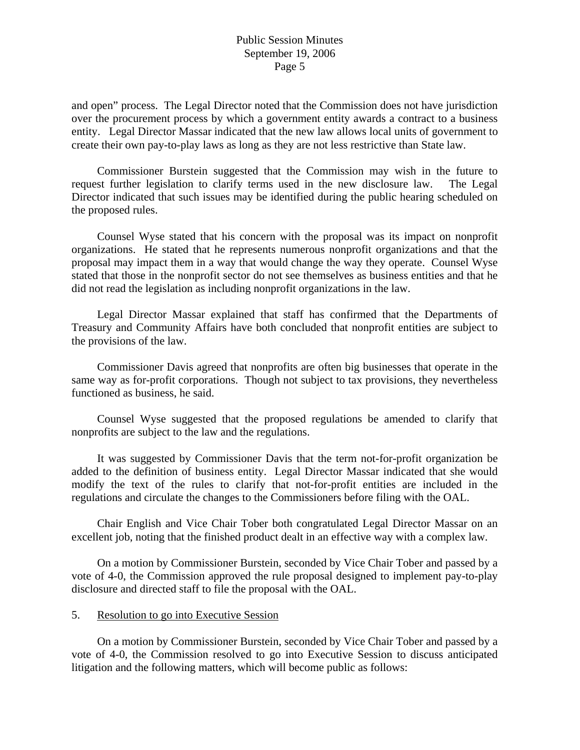and open" process. The Legal Director noted that the Commission does not have jurisdiction over the procurement process by which a government entity awards a contract to a business entity. Legal Director Massar indicated that the new law allows local units of government to create their own pay-to-play laws as long as they are not less restrictive than State law.

Commissioner Burstein suggested that the Commission may wish in the future to request further legislation to clarify terms used in the new disclosure law. The Legal Director indicated that such issues may be identified during the public hearing scheduled on the proposed rules.

Counsel Wyse stated that his concern with the proposal was its impact on nonprofit organizations. He stated that he represents numerous nonprofit organizations and that the proposal may impact them in a way that would change the way they operate. Counsel Wyse stated that those in the nonprofit sector do not see themselves as business entities and that he did not read the legislation as including nonprofit organizations in the law.

Legal Director Massar explained that staff has confirmed that the Departments of Treasury and Community Affairs have both concluded that nonprofit entities are subject to the provisions of the law.

Commissioner Davis agreed that nonprofits are often big businesses that operate in the same way as for-profit corporations. Though not subject to tax provisions, they nevertheless functioned as business, he said.

Counsel Wyse suggested that the proposed regulations be amended to clarify that nonprofits are subject to the law and the regulations.

It was suggested by Commissioner Davis that the term not-for-profit organization be added to the definition of business entity. Legal Director Massar indicated that she would modify the text of the rules to clarify that not-for-profit entities are included in the regulations and circulate the changes to the Commissioners before filing with the OAL.

Chair English and Vice Chair Tober both congratulated Legal Director Massar on an excellent job, noting that the finished product dealt in an effective way with a complex law.

On a motion by Commissioner Burstein, seconded by Vice Chair Tober and passed by a vote of 4-0, the Commission approved the rule proposal designed to implement pay-to-play disclosure and directed staff to file the proposal with the OAL.

5. Resolution to go into Executive Session

On a motion by Commissioner Burstein, seconded by Vice Chair Tober and passed by a vote of 4-0, the Commission resolved to go into Executive Session to discuss anticipated litigation and the following matters, which will become public as follows: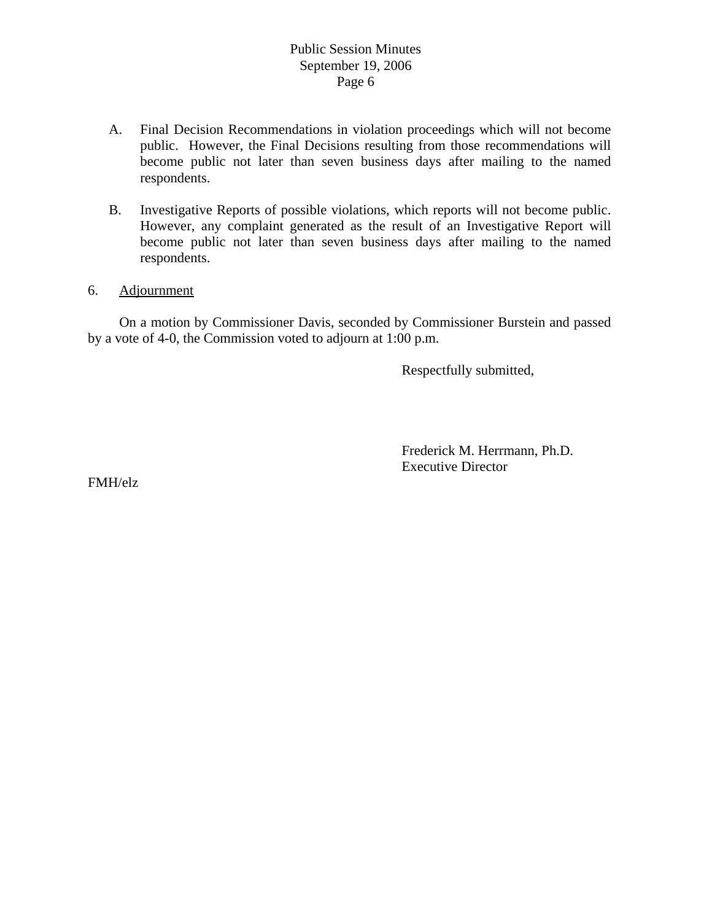A. Final Decision Recommendations in violation proceedings which will not become public. However, the Final Decisions resulting from those recommendations will become public not later than seven business days after mailing to the named respondents.

B. Investigative Reports of possible violations, which reports will not become public. However, any complaint generated as the result of an Investigative Report will become public not later than seven business days after mailing to the named respondents.

6. <u>Adjournment</u>

On a motion by Commissioner Davis, seconded by Commissioner Burstein and passed by a vote of 4-0, the Commission voted to adjourn at 1:00 p.m.

Respectfully submitted,

Frederick M. Herrmann, Ph.D.
Executive Director

FMH/elz